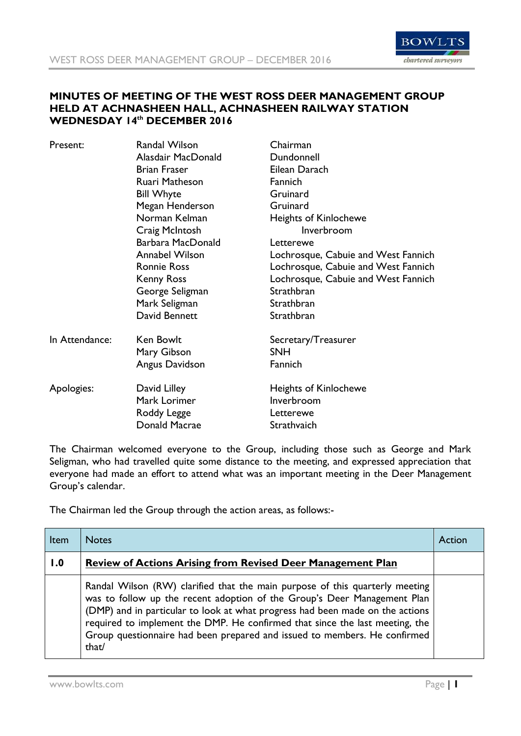**MINUTES OF MEETING OF THE WEST ROSS DEER MANAGEMENT GROUP HELD AT ACHNASHEEN HALL, ACHNASHEEN RAILWAY STATION WEDNESDAY 14th DECEMBER 2016**

| | | |
|---|---|---|
| Present: | Randal Wilson | Chairman |
| | Alasdair MacDonald | Dundonnell |
| | Brian Fraser | Eilean Darach |
| | Ruari Matheson | Fannich |
| | Bill Whyte | Gruinard |
| | Megan Henderson | Gruinard |
| | Norman Kelman | Heights of Kinlochewe |
| | Craig McIntosh | Inverbroom |
| | Barbara MacDonald | Letterewe |
| | Annabel Wilson | Lochrosque, Cabuie and West Fannich |
| | Ronnie Ross | Lochrosque, Cabuie and West Fannich |
| | Kenny Ross | Lochrosque, Cabuie and West Fannich |
| | George Seligman | Strathbran |
| | Mark Seligman | Strathbran |
| | David Bennett | Strathbran |
| In Attendance: | Ken Bowlt | Secretary/Treasurer |
| | Mary Gibson | SNH |
| | Angus Davidson | Fannich |
| Apologies: | David Lilley | Heights of Kinlochewe |
| | Mark Lorimer | Inverbroom |
| | Roddy Legge | Letterewe |
| | Donald Macrae | Strathvaich |

The Chairman welcomed everyone to the Group, including those such as George and Mark Seligman, who had travelled quite some distance to the meeting, and expressed appreciation that everyone had made an effort to attend what was an important meeting in the Deer Management Group's calendar.

The Chairman led the Group through the action areas, as follows:-

| Item | Notes | Action |
|---|---|---|
| **1.0** | **Review of Actions Arising from Revised Deer Management Plan** | |
| | Randal Wilson (RW) clarified that the main purpose of this quarterly meeting was to follow up the recent adoption of the Group's Deer Management Plan (DMP) and in particular to look at what progress had been made on the actions required to implement the DMP. He confirmed that since the last meeting, the Group questionnaire had been prepared and issued to members. He confirmed that/ | |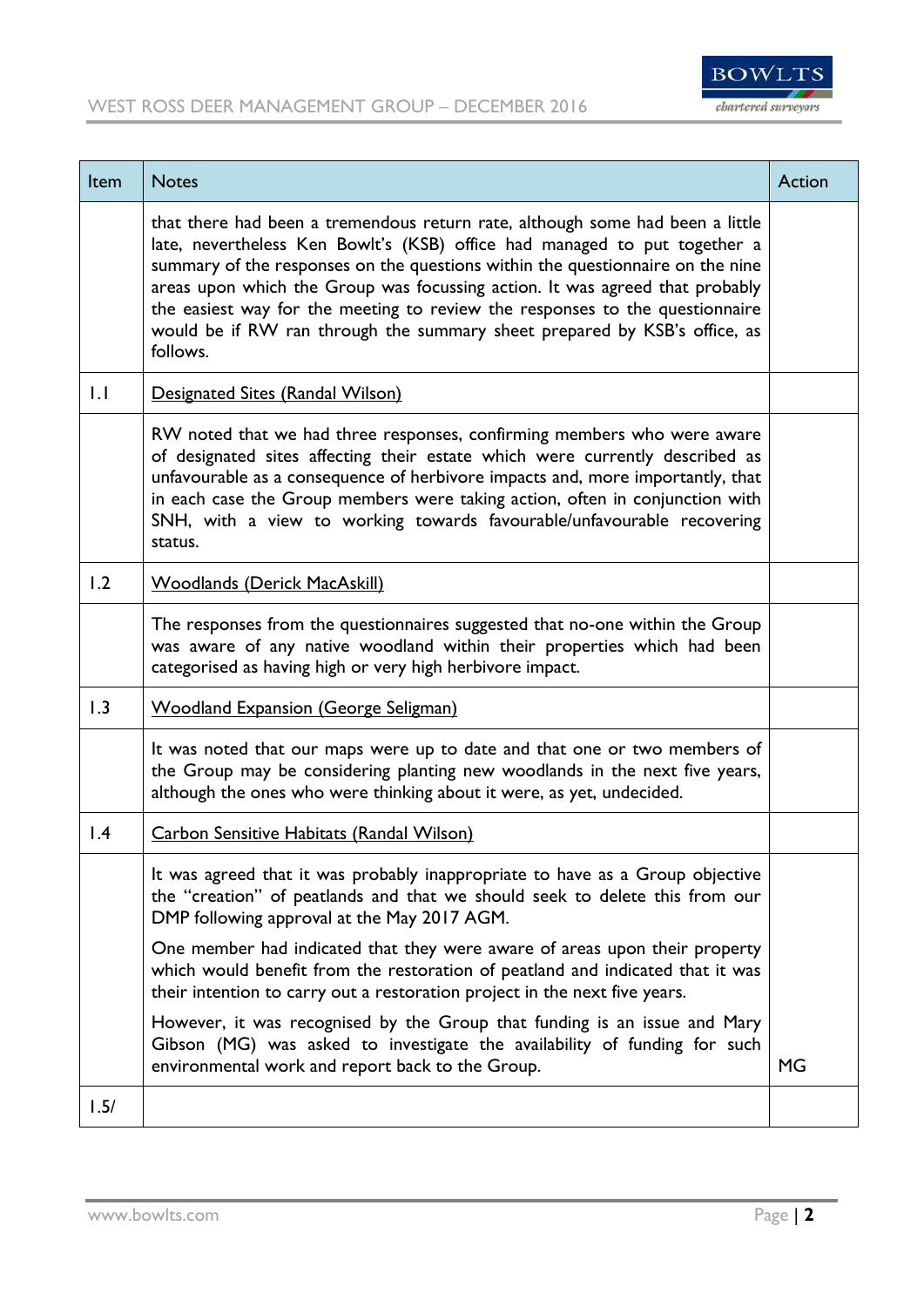| Item | Notes | Action |
|---|---|---|
| | that there had been a tremendous return rate, although some had been a little late, nevertheless Ken Bowlt's (KSB) office had managed to put together a summary of the responses on the questions within the questionnaire on the nine areas upon which the Group was focussing action. It was agreed that probably the easiest way for the meeting to review the responses to the questionnaire would be if RW ran through the summary sheet prepared by KSB's office, as follows. | |
| 1.1 | Designated Sites (Randal Wilson) | |
| | RW noted that we had three responses, confirming members who were aware of designated sites affecting their estate which were currently described as unfavourable as a consequence of herbivore impacts and, more importantly, that in each case the Group members were taking action, often in conjunction with SNH, with a view to working towards favourable/unfavourable recovering status. | |
| 1.2 | Woodlands (Derick MacAskill) | |
| | The responses from the questionnaires suggested that no-one within the Group was aware of any native woodland within their properties which had been categorised as having high or very high herbivore impact. | |
| 1.3 | Woodland Expansion (George Seligman) | |
| | It was noted that our maps were up to date and that one or two members of the Group may be considering planting new woodlands in the next five years, although the ones who were thinking about it were, as yet, undecided. | |
| 1.4 | Carbon Sensitive Habitats (Randal Wilson) | |
| | It was agreed that it was probably inappropriate to have as a Group objective the "creation" of peatlands and that we should seek to delete this from our DMP following approval at the May 2017 AGM.<br><br>One member had indicated that they were aware of areas upon their property which would benefit from the restoration of peatland and indicated that it was their intention to carry out a restoration project in the next five years.<br><br>However, it was recognised by the Group that funding is an issue and Mary Gibson (MG) was asked to investigate the availability of funding for such environmental work and report back to the Group. | MG |
| 1.5/ | | |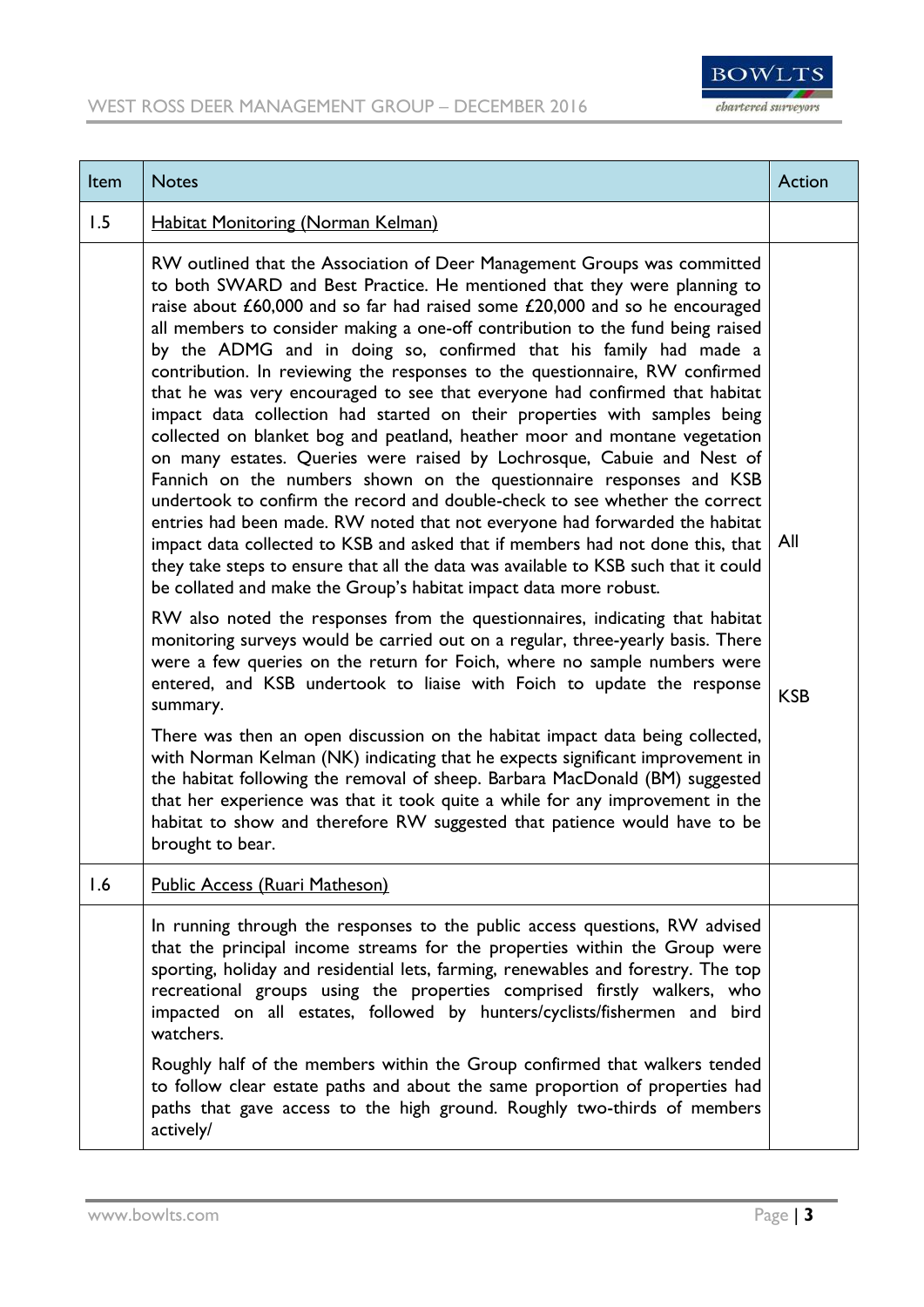| Item | Notes | Action |
|---|---|---|
| 1.5 | Habitat Monitoring (Norman Kelman) | |
| | RW outlined that the Association of Deer Management Groups was committed to both SWARD and Best Practice. He mentioned that they were planning to raise about £60,000 and so far had raised some £20,000 and so he encouraged all members to consider making a one-off contribution to the fund being raised by the ADMG and in doing so, confirmed that his family had made a contribution. In reviewing the responses to the questionnaire, RW confirmed that he was very encouraged to see that everyone had confirmed that habitat impact data collection had started on their properties with samples being collected on blanket bog and peatland, heather moor and montane vegetation on many estates. Queries were raised by Lochrosque, Cabuie and Nest of Fannich on the numbers shown on the questionnaire responses and KSB undertook to confirm the record and double-check to see whether the correct entries had been made. RW noted that not everyone had forwarded the habitat impact data collected to KSB and asked that if members had not done this, that they take steps to ensure that all the data was available to KSB such that it could be collated and make the Group's habitat impact data more robust. | All |
| | RW also noted the responses from the questionnaires, indicating that habitat monitoring surveys would be carried out on a regular, three-yearly basis. There were a few queries on the return for Foich, where no sample numbers were entered, and KSB undertook to liaise with Foich to update the response summary. | KSB |
| | There was then an open discussion on the habitat impact data being collected, with Norman Kelman (NK) indicating that he expects significant improvement in the habitat following the removal of sheep. Barbara MacDonald (BM) suggested that her experience was that it took quite a while for any improvement in the habitat to show and therefore RW suggested that patience would have to be brought to bear. | |
| 1.6 | Public Access (Ruari Matheson) | |
| | In running through the responses to the public access questions, RW advised that the principal income streams for the properties within the Group were sporting, holiday and residential lets, farming, renewables and forestry. The top recreational groups using the properties comprised firstly walkers, who impacted on all estates, followed by hunters/cyclists/fishermen and bird watchers. | |
| | Roughly half of the members within the Group confirmed that walkers tended to follow clear estate paths and about the same proportion of properties had paths that gave access to the high ground. Roughly two-thirds of members actively/ | |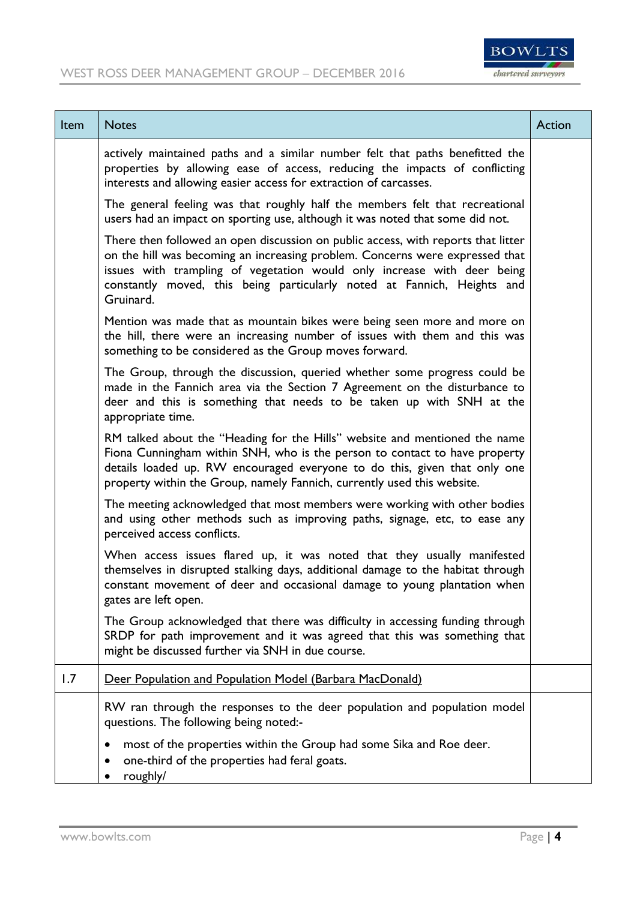| Item | Notes | Action |
|---|---|---|
| | actively maintained paths and a similar number felt that paths benefitted the properties by allowing ease of access, reducing the impacts of conflicting interests and allowing easier access for extraction of carcasses.<br><br>The general feeling was that roughly half the members felt that recreational users had an impact on sporting use, although it was noted that some did not.<br><br>There then followed an open discussion on public access, with reports that litter on the hill was becoming an increasing problem. Concerns were expressed that issues with trampling of vegetation would only increase with deer being constantly moved, this being particularly noted at Fannich, Heights and Gruinard.<br><br>Mention was made that as mountain bikes were being seen more and more on the hill, there were an increasing number of issues with them and this was something to be considered as the Group moves forward.<br><br>The Group, through the discussion, queried whether some progress could be made in the Fannich area via the Section 7 Agreement on the disturbance to deer and this is something that needs to be taken up with SNH at the appropriate time.<br><br>RM talked about the "Heading for the Hills" website and mentioned the name Fiona Cunningham within SNH, who is the person to contact to have property details loaded up. RW encouraged everyone to do this, given that only one property within the Group, namely Fannich, currently used this website.<br><br>The meeting acknowledged that most members were working with other bodies and using other methods such as improving paths, signage, etc, to ease any perceived access conflicts.<br><br>When access issues flared up, it was noted that they usually manifested themselves in disrupted stalking days, additional damage to the habitat through constant movement of deer and occasional damage to young plantation when gates are left open.<br><br>The Group acknowledged that there was difficulty in accessing funding through SRDP for path improvement and it was agreed that this was something that might be discussed further via SNH in due course. | |
| 1.7 | Deer Population and Population Model (Barbara MacDonald) | |
| | RW ran through the responses to the deer population and population model questions. The following being noted:-<br><br>• most of the properties within the Group had some Sika and Roe deer.<br>• one-third of the properties had feral goats.<br>• roughly/ | |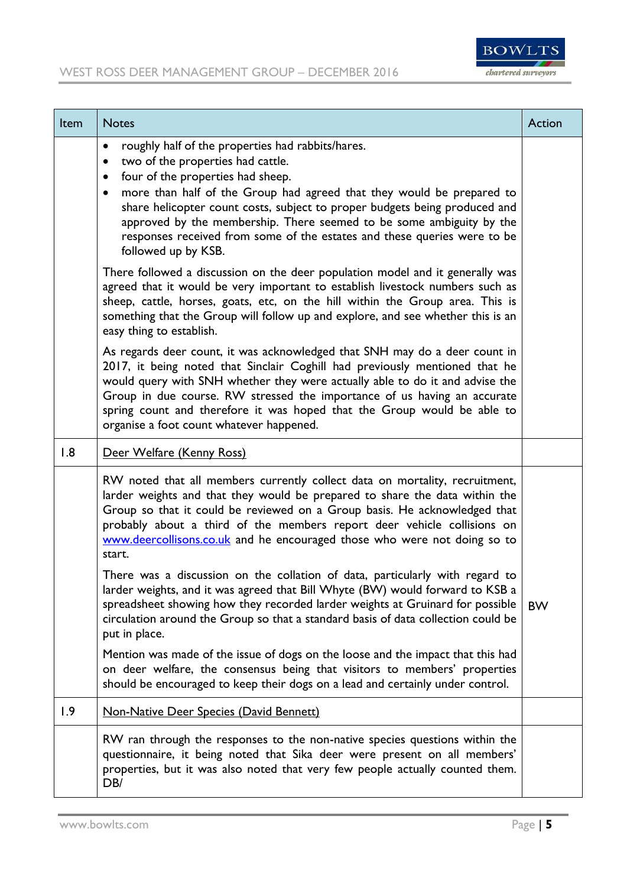| Item | Notes | Action |
|---|---|---|
| | • roughly half of the properties had rabbits/hares.<br>• two of the properties had cattle.<br>• four of the properties had sheep.<br>• more than half of the Group had agreed that they would be prepared to share helicopter count costs, subject to proper budgets being produced and approved by the membership. There seemed to be some ambiguity by the responses received from some of the estates and these queries were to be followed up by KSB.<br><br>There followed a discussion on the deer population model and it generally was agreed that it would be very important to establish livestock numbers such as sheep, cattle, horses, goats, etc, on the hill within the Group area. This is something that the Group will follow up and explore, and see whether this is an easy thing to establish.<br><br>As regards deer count, it was acknowledged that SNH may do a deer count in 2017, it being noted that Sinclair Coghill had previously mentioned that he would query with SNH whether they were actually able to do it and advise the Group in due course. RW stressed the importance of us having an accurate spring count and therefore it was hoped that the Group would be able to organise a foot count whatever happened. | |
| 1.8 | <u>Deer Welfare (Kenny Ross)</u> | |
| | RW noted that all members currently collect data on mortality, recruitment, larder weights and that they would be prepared to share the data within the Group so that it could be reviewed on a Group basis. He acknowledged that probably about a third of the members report deer vehicle collisions on [www.deercollisons.co.uk](www.deercollisons.co.uk) and he encouraged those who were not doing so to start.<br><br>There was a discussion on the collation of data, particularly with regard to larder weights, and it was agreed that Bill Whyte (BW) would forward to KSB a spreadsheet showing how they recorded larder weights at Gruinard for possible circulation around the Group so that a standard basis of data collection could be put in place.<br><br>Mention was made of the issue of dogs on the loose and the impact that this had on deer welfare, the consensus being that visitors to members' properties should be encouraged to keep their dogs on a lead and certainly under control. | BW |
| 1.9 | <u>Non-Native Deer Species (David Bennett)</u> | |
| | RW ran through the responses to the non-native species questions within the questionnaire, it being noted that Sika deer were present on all members' properties, but it was also noted that very few people actually counted them. DB/ | |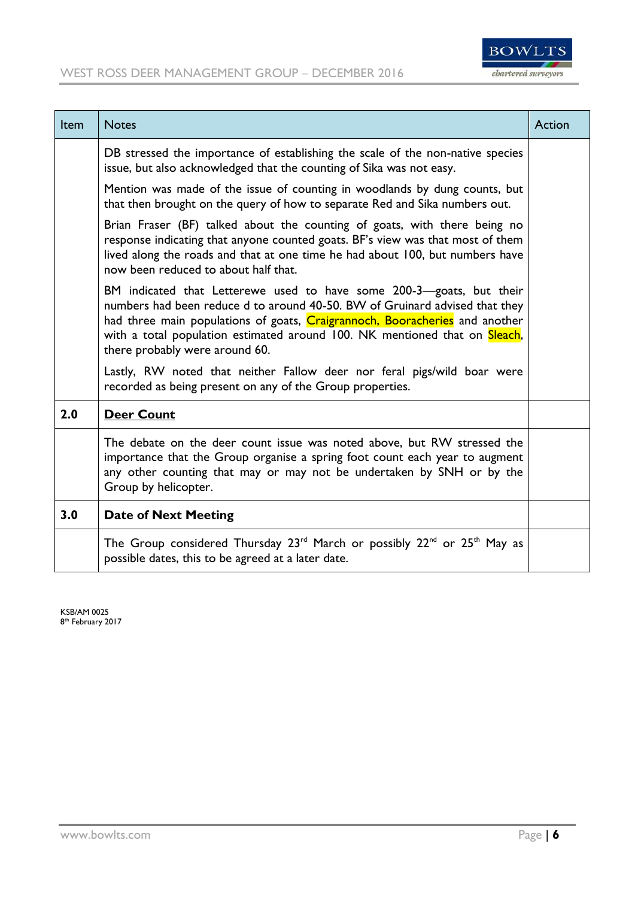| Item | Notes | Action |
|---|---|---|
| | DB stressed the importance of establishing the scale of the non-native species issue, but also acknowledged that the counting of Sika was not easy.<br><br>Mention was made of the issue of counting in woodlands by dung counts, but that then brought on the query of how to separate Red and Sika numbers out.<br><br>Brian Fraser (BF) talked about the counting of goats, with there being no response indicating that anyone counted goats. BF's view was that most of them lived along the roads and that at one time he had about 100, but numbers have now been reduced to about half that.<br><br>BM indicated that Letterewe used to have some 200-3—goats, but their numbers had been reduce d to around 40-50. BW of Gruinard advised that they had three main populations of goats, Craigrannoch, Booracheries and another with a total population estimated around 100. NK mentioned that on Sleach, there probably were around 60.<br><br>Lastly, RW noted that neither Fallow deer nor feral pigs/wild boar were recorded as being present on any of the Group properties. | |
| **2.0** | **<u>Deer Count</u>** | |
| | The debate on the deer count issue was noted above, but RW stressed the importance that the Group organise a spring foot count each year to augment any other counting that may or may not be undertaken by SNH or by the Group by helicopter. | |
| **3.0** | **Date of Next Meeting** | |
| | The Group considered Thursday 23rd March or possibly 22nd or 25th May as possible dates, this to be agreed at a later date. | |

KSB/AM 0025
8th February 2017